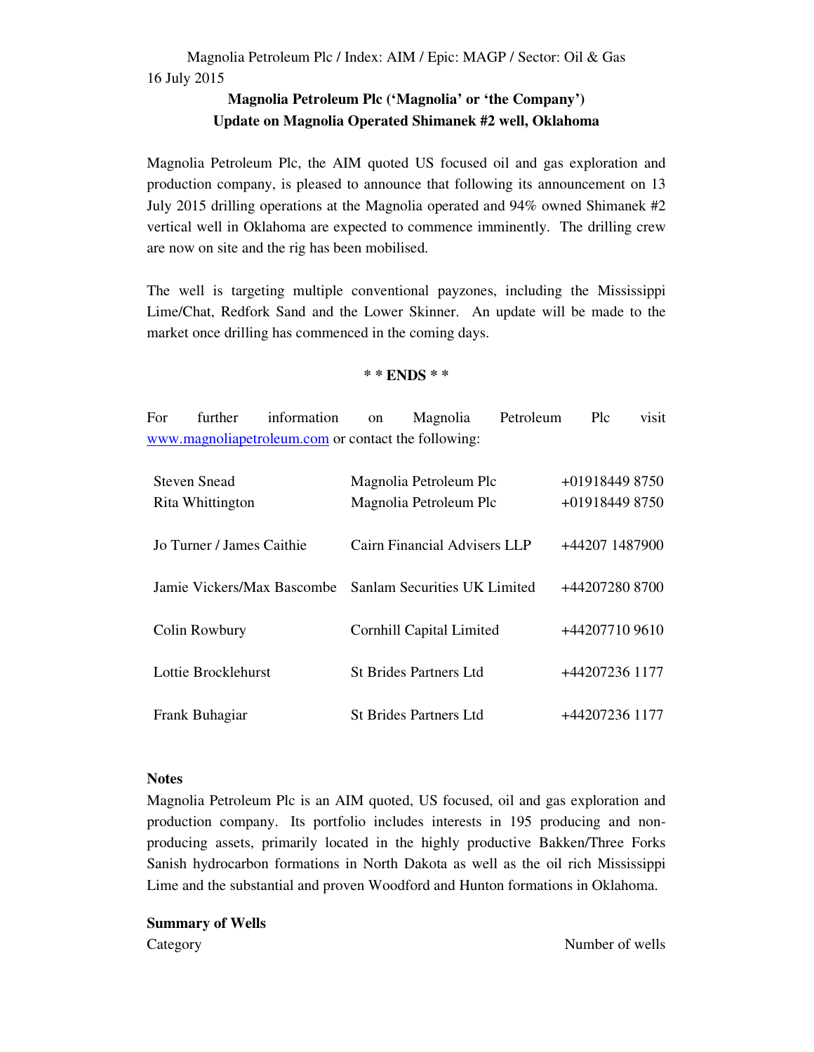Magnolia Petroleum Plc / Index: AIM / Epic: MAGP / Sector: Oil & Gas

16 July 2015

**Magnolia Petroleum Plc ('Magnolia' or 'the Company')**
**Update on Magnolia Operated Shimanek #2 well, Oklahoma**

Magnolia Petroleum Plc, the AIM quoted US focused oil and gas exploration and production company, is pleased to announce that following its announcement on 13 July 2015 drilling operations at the Magnolia operated and 94% owned Shimanek #2 vertical well in Oklahoma are expected to commence imminently. The drilling crew are now on site and the rig has been mobilised.

The well is targeting multiple conventional payzones, including the Mississippi Lime/Chat, Redfork Sand and the Lower Skinner. An update will be made to the market once drilling has commenced in the coming days.

**\* \* ENDS \* \***

For further information on Magnolia Petroleum Plc visit www.magnoliapetroleum.com or contact the following:

| | | |
|---|---|---|
| Steven Snead | Magnolia Petroleum Plc | +01918449 8750 |
| Rita Whittington | Magnolia Petroleum Plc | +01918449 8750 |
| Jo Turner / James Caithie | Cairn Financial Advisers LLP | +44207 1487900 |
| Jamie Vickers/Max Bascombe | Sanlam Securities UK Limited | +44207280 8700 |
| Colin Rowbury | Cornhill Capital Limited | +44207710 9610 |
| Lottie Brocklehurst | St Brides Partners Ltd | +44207236 1177 |
| Frank Buhagiar | St Brides Partners Ltd | +44207236 1177 |

**Notes**

Magnolia Petroleum Plc is an AIM quoted, US focused, oil and gas exploration and production company. Its portfolio includes interests in 195 producing and non-producing assets, primarily located in the highly productive Bakken/Three Forks Sanish hydrocarbon formations in North Dakota as well as the oil rich Mississippi Lime and the substantial and proven Woodford and Hunton formations in Oklahoma.

**Summary of Wells**

| Category | Number of wells |
|---|---|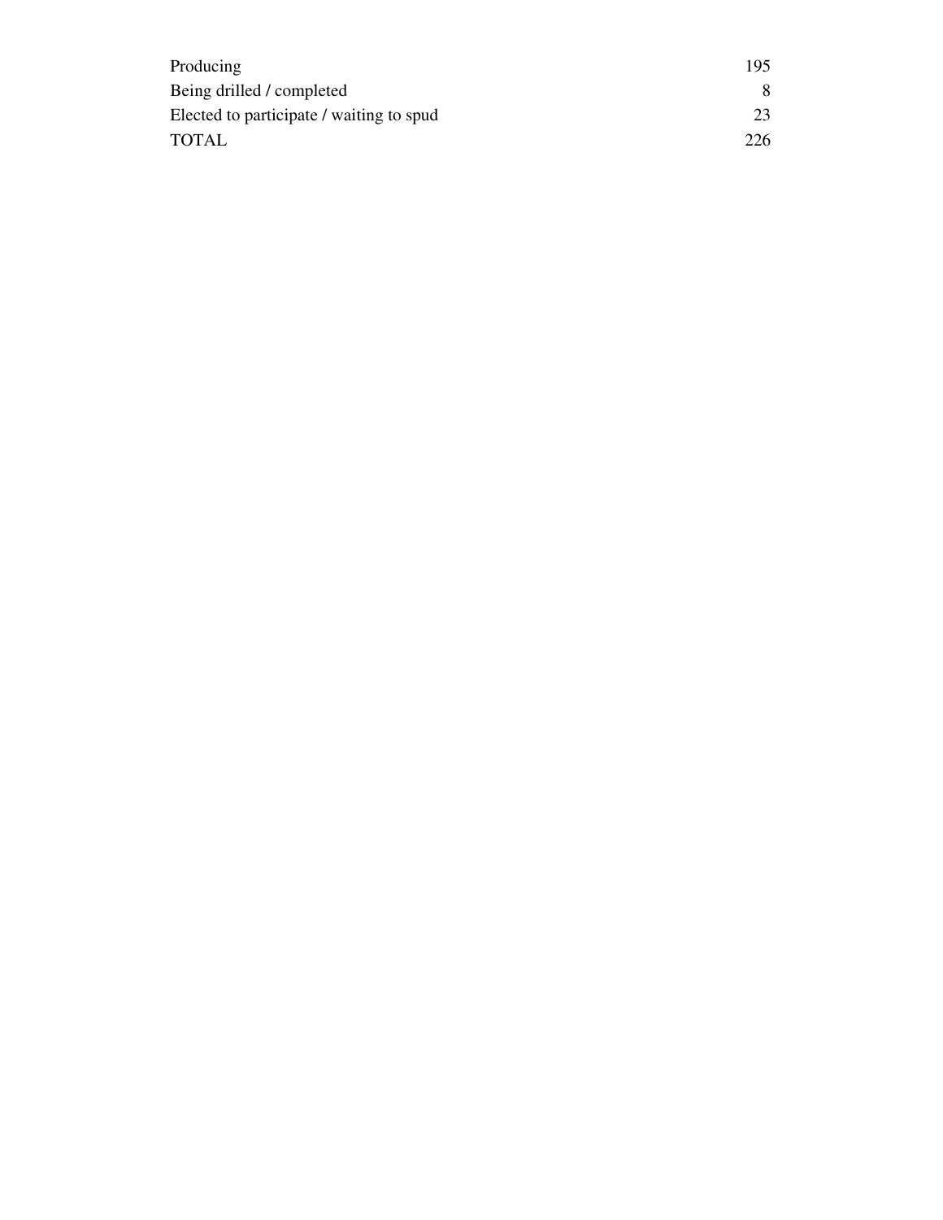| | |
|---|---|
| Producing | 195 |
| Being drilled / completed | 8 |
| Elected to participate / waiting to spud | 23 |
| TOTAL | 226 |